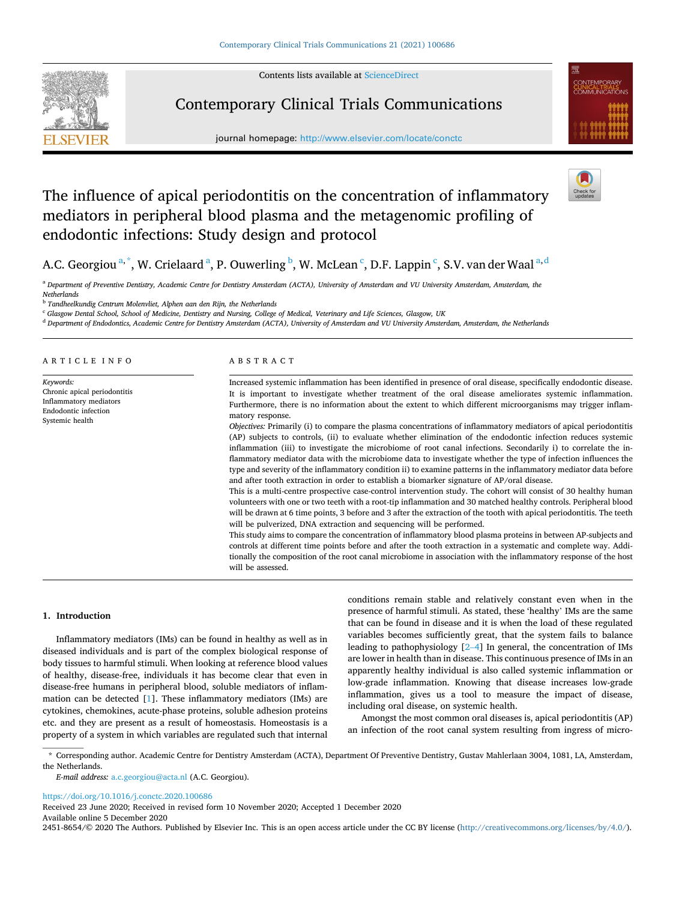# The influence of apical periodontitis on the concentration of inflammatory mediators in peripheral blood plasma and the metagenomic profiling of endodontic infections: Study design and protocol

A.C. Georgiou[a,*], W. Crielaard[a], P. Ouwerling[b], W. McLean[c], D.F. Lappin[c], S.V. van der Waal[a,d]

[a] Department of Preventive Dentistry, Academic Centre for Dentistry Amsterdam (ACTA), University of Amsterdam and VU University Amsterdam, Amsterdam, the Netherlands

[b] Tandheelkundig Centrum Molenvliet, Alphen aan den Rijn, the Netherlands

[c] Glasgow Dental School, School of Medicine, Dentistry and Nursing, College of Medical, Veterinary and Life Sciences, Glasgow, UK

[d] Department of Endodontics, Academic Centre for Dentistry Amsterdam (ACTA), University of Amsterdam and VU University Amsterdam, Amsterdam, the Netherlands

ARTICLE INFO

*Keywords:*
Chronic apical periodontitis
Inflammatory mediators
Endodontic infection
Systemic health

ABSTRACT

Increased systemic inflammation has been identified in presence of oral disease, specifically endodontic disease. It is important to investigate whether treatment of the oral disease ameliorates systemic inflammation. Furthermore, there is no information about the extent to which different microorganisms may trigger inflammatory response.

*Objectives:* Primarily (i) to compare the plasma concentrations of inflammatory mediators of apical periodontitis (AP) subjects to controls, (ii) to evaluate whether elimination of the endodontic infection reduces systemic inflammation (iii) to investigate the microbiome of root canal infections. Secondarily i) to correlate the inflammatory mediator data with the microbiome data to investigate whether the type of infection influences the type and severity of the inflammatory condition ii) to examine patterns in the inflammatory mediator data before and after tooth extraction in order to establish a biomarker signature of AP/oral disease.

This is a multi-centre prospective case-control intervention study. The cohort will consist of 30 healthy human volunteers with one or two teeth with a root-tip inflammation and 30 matched healthy controls. Peripheral blood will be drawn at 6 time points, 3 before and 3 after the extraction of the tooth with apical periodontitis. The teeth will be pulverized, DNA extraction and sequencing will be performed.

This study aims to compare the concentration of inflammatory blood plasma proteins in between AP-subjects and controls at different time points before and after the tooth extraction in a systematic and complete way. Additionally the composition of the root canal microbiome in association with the inflammatory response of the host will be assessed.

## 1. Introduction

Inflammatory mediators (IMs) can be found in healthy as well as in diseased individuals and is part of the complex biological response of body tissues to harmful stimuli. When looking at reference blood values of healthy, disease-free, individuals it has become clear that even in disease-free humans in peripheral blood, soluble mediators of inflammation can be detected [1]. These inflammatory mediators (IMs) are cytokines, chemokines, acute-phase proteins, soluble adhesion proteins etc. and they are present as a result of homeostasis. Homeostasis is a property of a system in which variables are regulated such that internal conditions remain stable and relatively constant even when in the presence of harmful stimuli. As stated, these 'healthy' IMs are the same that can be found in disease and it is when the load of these regulated variables becomes sufficiently great, that the system fails to balance leading to pathophysiology [2–4] In general, the concentration of IMs are lower in health than in disease. This continuous presence of IMs in an apparently healthy individual is also called systemic inflammation or low-grade inflammation. Knowing that disease increases low-grade inflammation, gives us a tool to measure the impact of disease, including oral disease, on systemic health.

Amongst the most common oral diseases is, apical periodontitis (AP) an infection of the root canal system resulting from ingress of micro-

\* Corresponding author. Academic Centre for Dentistry Amsterdam (ACTA), Department Of Preventive Dentistry, Gustav Mahlerlaan 3004, 1081, LA, Amsterdam, the Netherlands.

*E-mail address:* a.c.georgiou@acta.nl (A.C. Georgiou).

https://doi.org/10.1016/j.conctc.2020.100686

Received 23 June 2020; Received in revised form 10 November 2020; Accepted 1 December 2020

Available online 5 December 2020

2451-8654/© 2020 The Authors. Published by Elsevier Inc. This is an open access article under the CC BY license (http://creativecommons.org/licenses/by/4.0/).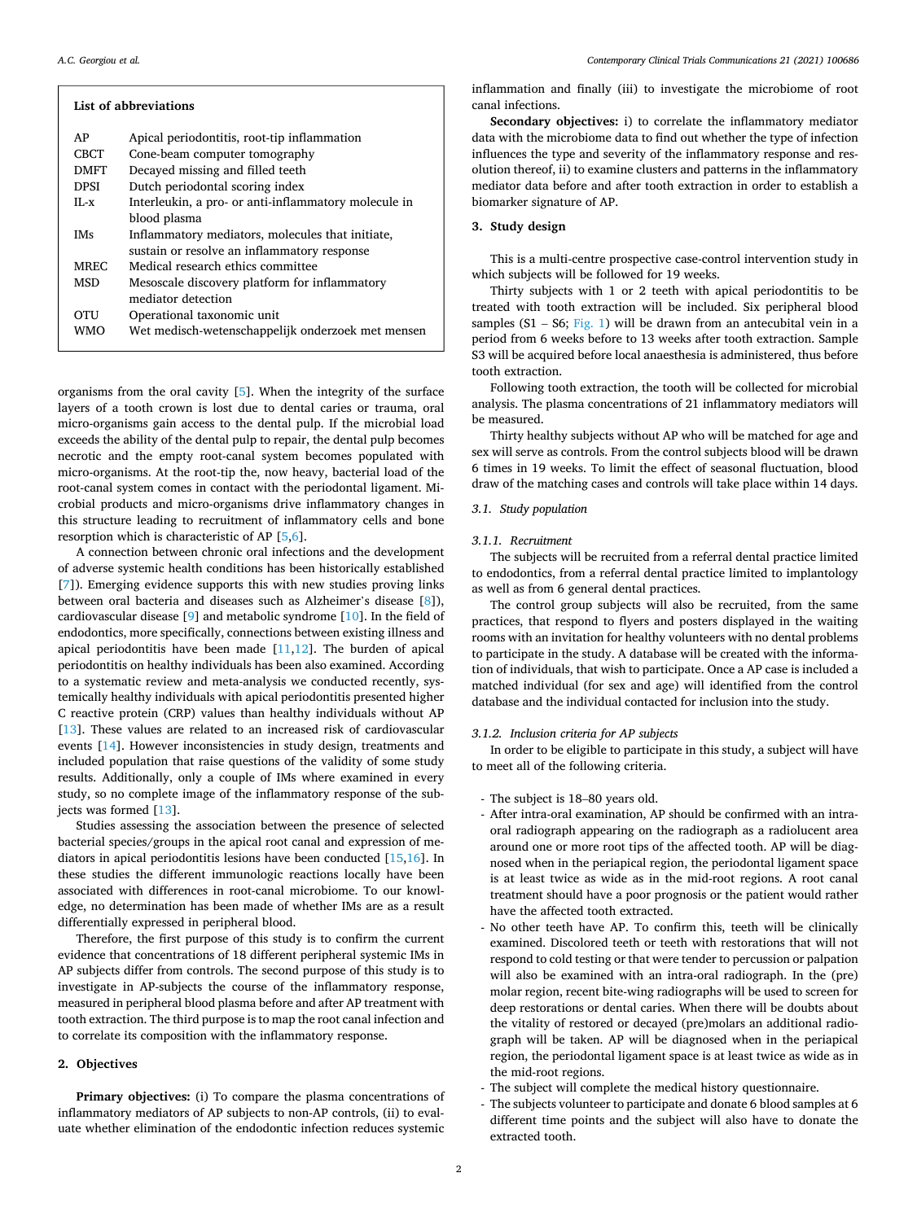**List of abbreviations**

| | |
|---|---|
| AP | Apical periodontitis, root-tip inflammation |
| CBCT | Cone-beam computer tomography |
| DMFT | Decayed missing and filled teeth |
| DPSI | Dutch periodontal scoring index |
| IL-x | Interleukin, a pro- or anti-inflammatory molecule in blood plasma |
| IMs | Inflammatory mediators, molecules that initiate, sustain or resolve an inflammatory response |
| MREC | Medical research ethics committee |
| MSD | Mesoscale discovery platform for inflammatory mediator detection |
| OTU | Operational taxonomic unit |
| WMO | Wet medisch-wetenschappelijk onderzoek met mensen |

organisms from the oral cavity [5]. When the integrity of the surface layers of a tooth crown is lost due to dental caries or trauma, oral micro-organisms gain access to the dental pulp. If the microbial load exceeds the ability of the dental pulp to repair, the dental pulp becomes necrotic and the empty root-canal system becomes populated with micro-organisms. At the root-tip the, now heavy, bacterial load of the root-canal system comes in contact with the periodontal ligament. Microbial products and micro-organisms drive inflammatory changes in this structure leading to recruitment of inflammatory cells and bone resorption which is characteristic of AP [5,6].

A connection between chronic oral infections and the development of adverse systemic health conditions has been historically established [7]). Emerging evidence supports this with new studies proving links between oral bacteria and diseases such as Alzheimer's disease [8]), cardiovascular disease [9] and metabolic syndrome [10]. In the field of endodontics, more specifically, connections between existing illness and apical periodontitis have been made [11,12]. The burden of apical periodontitis on healthy individuals has been also examined. According to a systematic review and meta-analysis we conducted recently, systemically healthy individuals with apical periodontitis presented higher C reactive protein (CRP) values than healthy individuals without AP [13]. These values are related to an increased risk of cardiovascular events [14]. However inconsistencies in study design, treatments and included population that raise questions of the validity of some study results. Additionally, only a couple of IMs where examined in every study, so no complete image of the inflammatory response of the subjects was formed [13].

Studies assessing the association between the presence of selected bacterial species/groups in the apical root canal and expression of mediators in apical periodontitis lesions have been conducted [15,16]. In these studies the different immunologic reactions locally have been associated with differences in root-canal microbiome. To our knowledge, no determination has been made of whether IMs are as a result differentially expressed in peripheral blood.

Therefore, the first purpose of this study is to confirm the current evidence that concentrations of 18 different peripheral systemic IMs in AP subjects differ from controls. The second purpose of this study is to investigate in AP-subjects the course of the inflammatory response, measured in peripheral blood plasma before and after AP treatment with tooth extraction. The third purpose is to map the root canal infection and to correlate its composition with the inflammatory response.

## 2. Objectives

**Primary objectives:** (i) To compare the plasma concentrations of inflammatory mediators of AP subjects to non-AP controls, (ii) to evaluate whether elimination of the endodontic infection reduces systemic inflammation and finally (iii) to investigate the microbiome of root canal infections.

**Secondary objectives:** i) to correlate the inflammatory mediator data with the microbiome data to find out whether the type of infection influences the type and severity of the inflammatory response and resolution thereof, ii) to examine clusters and patterns in the inflammatory mediator data before and after tooth extraction in order to establish a biomarker signature of AP.

## 3. Study design

This is a multi-centre prospective case-control intervention study in which subjects will be followed for 19 weeks.

Thirty subjects with 1 or 2 teeth with apical periodontitis to be treated with tooth extraction will be included. Six peripheral blood samples (S1 – S6; Fig. 1) will be drawn from an antecubital vein in a period from 6 weeks before to 13 weeks after tooth extraction. Sample S3 will be acquired before local anaesthesia is administered, thus before tooth extraction.

Following tooth extraction, the tooth will be collected for microbial analysis. The plasma concentrations of 21 inflammatory mediators will be measured.

Thirty healthy subjects without AP who will be matched for age and sex will serve as controls. From the control subjects blood will be drawn 6 times in 19 weeks. To limit the effect of seasonal fluctuation, blood draw of the matching cases and controls will take place within 14 days.

### 3.1. Study population

#### 3.1.1. Recruitment

The subjects will be recruited from a referral dental practice limited to endodontics, from a referral dental practice limited to implantology as well as from 6 general dental practices.

The control group subjects will also be recruited, from the same practices, that respond to flyers and posters displayed in the waiting rooms with an invitation for healthy volunteers with no dental problems to participate in the study. A database will be created with the information of individuals, that wish to participate. Once a AP case is included a matched individual (for sex and age) will identified from the control database and the individual contacted for inclusion into the study.

#### 3.1.2. Inclusion criteria for AP subjects

In order to be eligible to participate in this study, a subject will have to meet all of the following criteria.

- The subject is 18–80 years old.
- After intra-oral examination, AP should be confirmed with an intra-oral radiograph appearing on the radiograph as a radiolucent area around one or more root tips of the affected tooth. AP will be diagnosed when in the periapical region, the periodontal ligament space is at least twice as wide as in the mid-root regions. A root canal treatment should have a poor prognosis or the patient would rather have the affected tooth extracted.
- No other teeth have AP. To confirm this, teeth will be clinically examined. Discolored teeth or teeth with restorations that will not respond to cold testing or that were tender to percussion or palpation will also be examined with an intra-oral radiograph. In the (pre) molar region, recent bite-wing radiographs will be used to screen for deep restorations or dental caries. When there will be doubts about the vitality of restored or decayed (pre)molars an additional radiograph will be taken. AP will be diagnosed when in the periapical region, the periodontal ligament space is at least twice as wide as in the mid-root regions.
- The subject will complete the medical history questionnaire.
- The subjects volunteer to participate and donate 6 blood samples at 6 different time points and the subject will also have to donate the extracted tooth.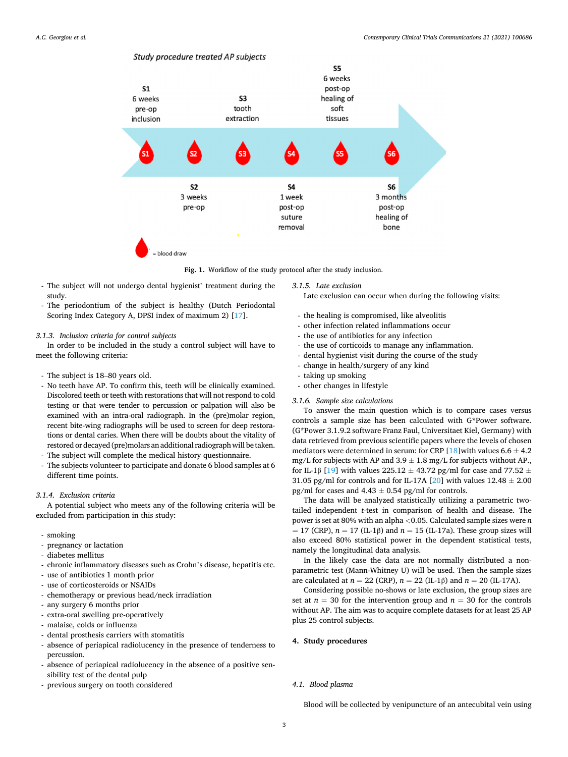Study procedure treated AP subjects

S1 6 weeks pre-op inclusion

S2 3 weeks pre-op

S3 tooth extraction

S4 1 week post-op suture removal

S5 6 weeks post-op healing of soft tissues

S6 3 months post-op healing of bone

= blood draw

**Fig. 1.** Workflow of the study protocol after the study inclusion.

- The subject will not undergo dental hygienist' treatment during the study.
- The periodontium of the subject is healthy (Dutch Periodontal Scoring Index Category A, DPSI index of maximum 2) [17].

### 3.1.3. Inclusion criteria for control subjects

In order to be included in the study a control subject will have to meet the following criteria:

- The subject is 18–80 years old.
- No teeth have AP. To confirm this, teeth will be clinically examined. Discolored teeth or teeth with restorations that will not respond to cold testing or that were tender to percussion or palpation will also be examined with an intra-oral radiograph. In the (pre)molar region, recent bite-wing radiographs will be used to screen for deep restorations or dental caries. When there will be doubts about the vitality of restored or decayed (pre)molars an additional radiograph will be taken.
- The subject will complete the medical history questionnaire.
- The subjects volunteer to participate and donate 6 blood samples at 6 different time points.

### 3.1.4. Exclusion criteria

A potential subject who meets any of the following criteria will be excluded from participation in this study:

- smoking
- pregnancy or lactation
- diabetes mellitus
- chronic inflammatory diseases such as Crohn's disease, hepatitis etc.
- use of antibiotics 1 month prior
- use of corticosteroids or NSAIDs
- chemotherapy or previous head/neck irradiation
- any surgery 6 months prior
- extra-oral swelling pre-operatively
- malaise, colds or influenza
- dental prosthesis carriers with stomatitis
- absence of periapical radiolucency in the presence of tenderness to percussion.
- absence of periapical radiolucency in the absence of a positive sensibility test of the dental pulp
- previous surgery on tooth considered

### 3.1.5. Late exclusion

Late exclusion can occur when during the following visits:

- the healing is compromised, like alveolitis
- other infection related inflammations occur
- the use of antibiotics for any infection
- the use of corticoids to manage any inflammation.
- dental hygienist visit during the course of the study
- change in health/surgery of any kind
- taking up smoking
- other changes in lifestyle

### 3.1.6. Sample size calculations

To answer the main question which is to compare cases versus controls a sample size has been calculated with G*Power software. (G*Power 3.1.9.2 software Franz Faul, Universitaet Kiel, Germany) with data retrieved from previous scientific papers where the levels of chosen mediators were determined in serum: for CRP [18]with values 6.6 ± 4.2 mg/L for subjects with AP and 3.9 ± 1.8 mg/L for subjects without AP., for IL-1β [19] with values 225.12 ± 43.72 pg/ml for case and 77.52 ± 31.05 pg/ml for controls and for IL-17A [20] with values 12.48 ± 2.00 pg/ml for cases and 4.43 ± 0.54 pg/ml for controls.

The data will be analyzed statistically utilizing a parametric two-tailed independent *t*-test in comparison of health and disease. The power is set at 80% with an alpha $<0.05$. Calculated sample sizes were $n = 17$ (CRP), $n = 17$ (IL-1β) and $n = 15$ (IL-17a). These group sizes will also exceed 80% statistical power in the dependent statistical tests, namely the longitudinal data analysis.

In the likely case the data are not normally distributed a non-parametric test (Mann-Whitney U) will be used. Then the sample sizes are calculated at $n = 22$ (CRP), $n = 22$ (IL-1β) and $n = 20$ (IL-17A).

Considering possible no-shows or late exclusion, the group sizes are set at $n = 30$ for the intervention group and $n = 30$ for the controls without AP. The aim was to acquire complete datasets for at least 25 AP plus 25 control subjects.

## 4. Study procedures

### 4.1. Blood plasma

Blood will be collected by venipuncture of an antecubital vein using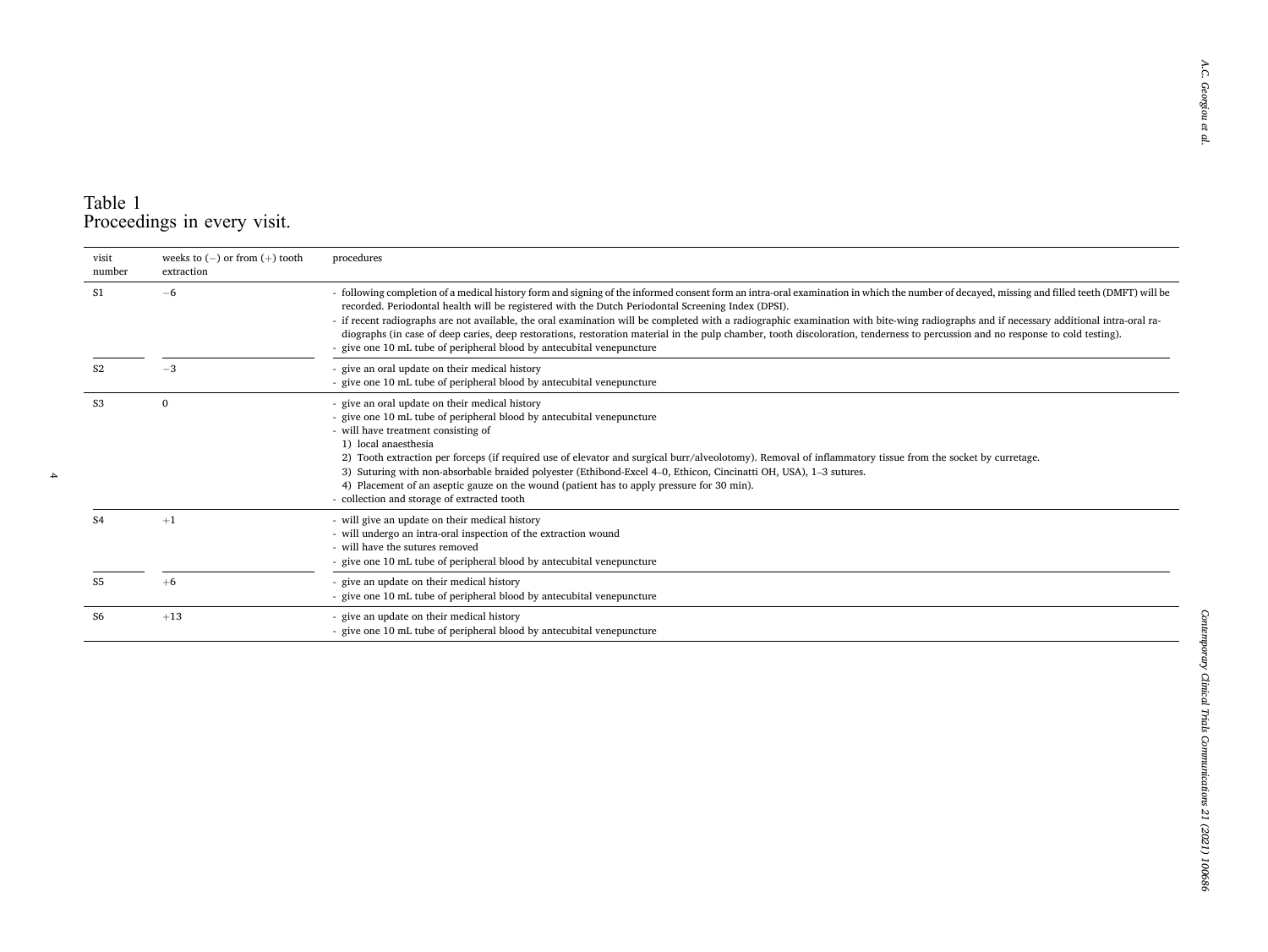Table 1
Proceedings in every visit.

| visit number | weeks to (−) or from (+) tooth extraction | procedures |
|---|---|---|
| S1 | −6 | - following completion of a medical history form and signing of the informed consent form an intra-oral examination in which the number of decayed, missing and filled teeth (DMFT) will be recorded. Periodontal health will be registered with the Dutch Periodontal Screening Index (DPSI).<br>- if recent radiographs are not available, the oral examination will be completed with a radiographic examination with bite-wing radiographs and if necessary additional intra-oral radiographs (in case of deep caries, deep restorations, restoration material in the pulp chamber, tooth discoloration, tenderness to percussion and no response to cold testing).<br>- give one 10 mL tube of peripheral blood by antecubital venepuncture |
| S2 | −3 | - give an oral update on their medical history<br>- give one 10 mL tube of peripheral blood by antecubital venepuncture |
| S3 | 0 | - give an oral update on their medical history<br>- give one 10 mL tube of peripheral blood by antecubital venepuncture<br>- will have treatment consisting of<br>1) local anaesthesia<br>2) Tooth extraction per forceps (if required use of elevator and surgical burr/alveolotomy). Removal of inflammatory tissue from the socket by curretage.<br>3) Suturing with non-absorbable braided polyester (Ethibond-Excel 4–0, Ethicon, Cincinatti OH, USA), 1–3 sutures.<br>4) Placement of an aseptic gauze on the wound (patient has to apply pressure for 30 min).<br>- collection and storage of extracted tooth |
| S4 | +1 | - will give an update on their medical history<br>- will undergo an intra-oral inspection of the extraction wound<br>- will have the sutures removed<br>- give one 10 mL tube of peripheral blood by antecubital venepuncture |
| S5 | +6 | - give an update on their medical history<br>- give one 10 mL tube of peripheral blood by antecubital venepuncture |
| S6 | +13 | - give an update on their medical history<br>- give one 10 mL tube of peripheral blood by antecubital venepuncture |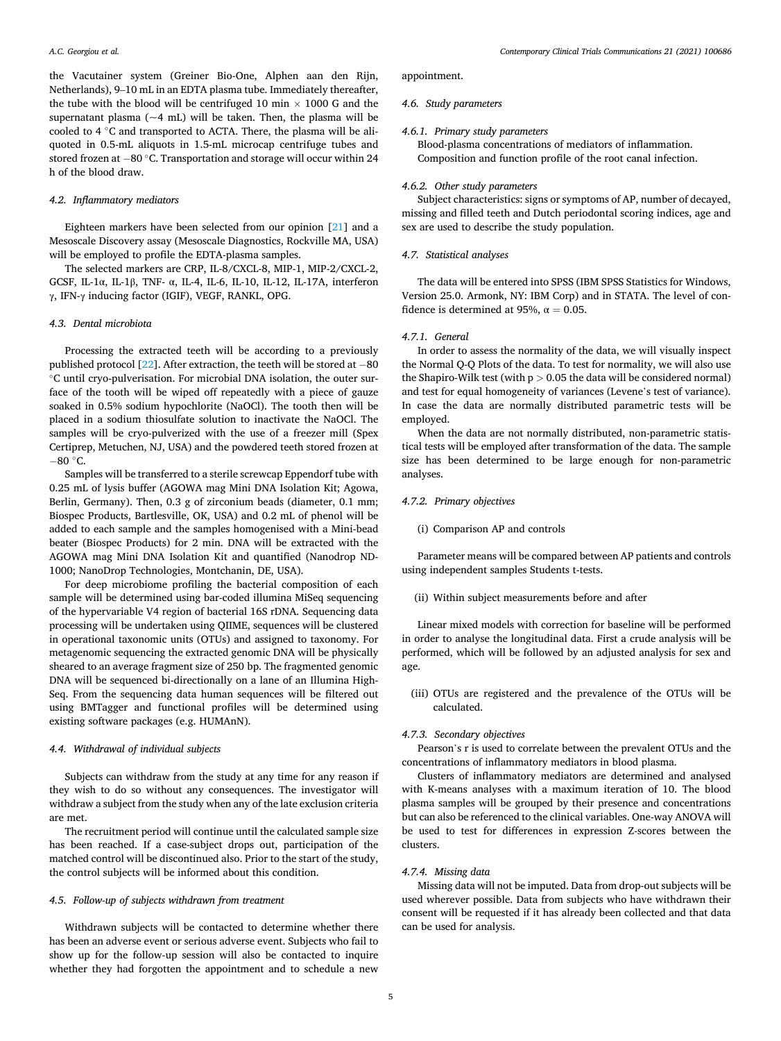the Vacutainer system (Greiner Bio-One, Alphen aan den Rijn, Netherlands), 9–10 mL in an EDTA plasma tube. Immediately thereafter, the tube with the blood will be centrifuged 10 min × 1000 G and the supernatant plasma (~4 mL) will be taken. Then, the plasma will be cooled to 4 °C and transported to ACTA. There, the plasma will be aliquoted in 0.5-mL aliquots in 1.5-mL microcap centrifuge tubes and stored frozen at −80 °C. Transportation and storage will occur within 24 h of the blood draw.

### 4.2. Inflammatory mediators

Eighteen markers have been selected from our opinion [21] and a Mesoscale Discovery assay (Mesoscale Diagnostics, Rockville MA, USA) will be employed to profile the EDTA-plasma samples.

The selected markers are CRP, IL-8/CXCL-8, MIP-1, MIP-2/CXCL-2, GCSF, IL-1α, IL-1β, TNF- α, IL-4, IL-6, IL-10, IL-12, IL-17A, interferon γ, IFN-γ inducing factor (IGIF), VEGF, RANKL, OPG.

### 4.3. Dental microbiota

Processing the extracted teeth will be according to a previously published protocol [22]. After extraction, the teeth will be stored at −80 °C until cryo-pulverisation. For microbial DNA isolation, the outer surface of the tooth will be wiped off repeatedly with a piece of gauze soaked in 0.5% sodium hypochlorite (NaOCl). The tooth then will be placed in a sodium thiosulfate solution to inactivate the NaOCl. The samples will be cryo-pulverized with the use of a freezer mill (Spex Certiprep, Metuchen, NJ, USA) and the powdered teeth stored frozen at −80 °C.

Samples will be transferred to a sterile screwcap Eppendorf tube with 0.25 mL of lysis buffer (AGOWA mag Mini DNA Isolation Kit; Agowa, Berlin, Germany). Then, 0.3 g of zirconium beads (diameter, 0.1 mm; Biospec Products, Bartlesville, OK, USA) and 0.2 mL of phenol will be added to each sample and the samples homogenised with a Mini-bead beater (Biospec Products) for 2 min. DNA will be extracted with the AGOWA mag Mini DNA Isolation Kit and quantified (Nanodrop ND-1000; NanoDrop Technologies, Montchanin, DE, USA).

For deep microbiome profiling the bacterial composition of each sample will be determined using bar-coded illumina MiSeq sequencing of the hypervariable V4 region of bacterial 16S rDNA. Sequencing data processing will be undertaken using QIIME, sequences will be clustered in operational taxonomic units (OTUs) and assigned to taxonomy. For metagenomic sequencing the extracted genomic DNA will be physically sheared to an average fragment size of 250 bp. The fragmented genomic DNA will be sequenced bi-directionally on a lane of an Illumina High-Seq. From the sequencing data human sequences will be filtered out using BMTagger and functional profiles will be determined using existing software packages (e.g. HUMAnN).

### 4.4. Withdrawal of individual subjects

Subjects can withdraw from the study at any time for any reason if they wish to do so without any consequences. The investigator will withdraw a subject from the study when any of the late exclusion criteria are met.

The recruitment period will continue until the calculated sample size has been reached. If a case-subject drops out, participation of the matched control will be discontinued also. Prior to the start of the study, the control subjects will be informed about this condition.

### 4.5. Follow-up of subjects withdrawn from treatment

Withdrawn subjects will be contacted to determine whether there has been an adverse event or serious adverse event. Subjects who fail to show up for the follow-up session will also be contacted to inquire whether they had forgotten the appointment and to schedule a new appointment.

### 4.6. Study parameters

#### 4.6.1. Primary study parameters

Blood-plasma concentrations of mediators of inflammation.
Composition and function profile of the root canal infection.

#### 4.6.2. Other study parameters

Subject characteristics: signs or symptoms of AP, number of decayed, missing and filled teeth and Dutch periodontal scoring indices, age and sex are used to describe the study population.

### 4.7. Statistical analyses

The data will be entered into SPSS (IBM SPSS Statistics for Windows, Version 25.0. Armonk, NY: IBM Corp) and in STATA. The level of confidence is determined at 95%, $\alpha = 0.05$.

#### 4.7.1. General

In order to assess the normality of the data, we will visually inspect the Normal Q-Q Plots of the data. To test for normality, we will also use the Shapiro-Wilk test (with $p > 0.05$ the data will be considered normal) and test for equal homogeneity of variances (Levene's test of variance). In case the data are normally distributed parametric tests will be employed.

When the data are not normally distributed, non-parametric statistical tests will be employed after transformation of the data. The sample size has been determined to be large enough for non-parametric analyses.

#### 4.7.2. Primary objectives

(i) Comparison AP and controls

Parameter means will be compared between AP patients and controls using independent samples Students t-tests.

(ii) Within subject measurements before and after

Linear mixed models with correction for baseline will be performed in order to analyse the longitudinal data. First a crude analysis will be performed, which will be followed by an adjusted analysis for sex and age.

(iii) OTUs are registered and the prevalence of the OTUs will be calculated.

#### 4.7.3. Secondary objectives

Pearson's r is used to correlate between the prevalent OTUs and the concentrations of inflammatory mediators in blood plasma.

Clusters of inflammatory mediators are determined and analysed with K-means analyses with a maximum iteration of 10. The blood plasma samples will be grouped by their presence and concentrations but can also be referenced to the clinical variables. One-way ANOVA will be used to test for differences in expression Z-scores between the clusters.

#### 4.7.4. Missing data

Missing data will not be imputed. Data from drop-out subjects will be used wherever possible. Data from subjects who have withdrawn their consent will be requested if it has already been collected and that data can be used for analysis.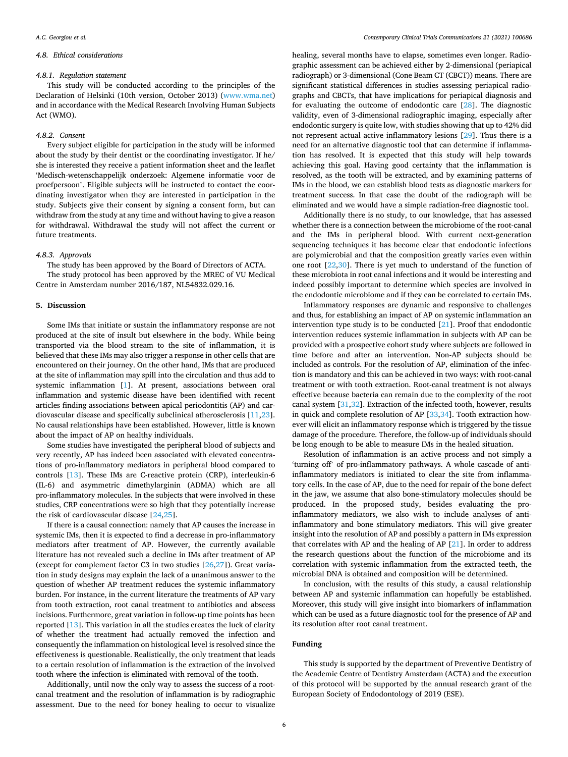### 4.8. Ethical considerations

#### 4.8.1. Regulation statement

This study will be conducted according to the principles of the Declaration of Helsinki (10th version, October 2013) (www.wma.net) and in accordance with the Medical Research Involving Human Subjects Act (WMO).

#### 4.8.2. Consent

Every subject eligible for participation in the study will be informed about the study by their dentist or the coordinating investigator. If he/she is interested they receive a patient information sheet and the leaflet 'Medisch-wetenschappelijk onderzoek: Algemene informatie voor de proefpersoon'. Eligible subjects will be instructed to contact the coordinating investigator when they are interested in participation in the study. Subjects give their consent by signing a consent form, but can withdraw from the study at any time and without having to give a reason for withdrawal. Withdrawal the study will not affect the current or future treatments.

#### 4.8.3. Approvals

The study has been approved by the Board of Directors of ACTA.

The study protocol has been approved by the MREC of VU Medical Centre in Amsterdam number 2016/187, NL54832.029.16.

## 5. Discussion

Some IMs that initiate or sustain the inflammatory response are not produced at the site of insult but elsewhere in the body. While being transported via the blood stream to the site of inflammation, it is believed that these IMs may also trigger a response in other cells that are encountered on their journey. On the other hand, IMs that are produced at the site of inflammation may spill into the circulation and thus add to systemic inflammation [1]. At present, associations between oral inflammation and systemic disease have been identified with recent articles finding associations between apical periodontitis (AP) and cardiovascular disease and specifically subclinical atherosclerosis [11,23]. No causal relationships have been established. However, little is known about the impact of AP on healthy individuals.

Some studies have investigated the peripheral blood of subjects and very recently, AP has indeed been associated with elevated concentrations of pro-inflammatory mediators in peripheral blood compared to controls [13]. These IMs are C-reactive protein (CRP), interleukin-6 (IL-6) and asymmetric dimethylarginin (ADMA) which are all pro-inflammatory molecules. In the subjects that were involved in these studies, CRP concentrations were so high that they potentially increase the risk of cardiovascular disease [24,25].

If there is a causal connection: namely that AP causes the increase in systemic IMs, then it is expected to find a decrease in pro-inflammatory mediators after treatment of AP. However, the currently available literature has not revealed such a decline in IMs after treatment of AP (except for complement factor C3 in two studies [26,27]). Great variation in study designs may explain the lack of a unanimous answer to the question of whether AP treatment reduces the systemic inflammatory burden. For instance, in the current literature the treatments of AP vary from tooth extraction, root canal treatment to antibiotics and abscess incisions. Furthermore, great variation in follow-up time points has been reported [13]. This variation in all the studies creates the luck of clarity of whether the treatment had actually removed the infection and consequently the inflammation on histological level is resolved since the effectiveness is questionable. Realistically, the only treatment that leads to a certain resolution of inflammation is the extraction of the involved tooth where the infection is eliminated with removal of the tooth.

Additionally, until now the only way to assess the success of a root-canal treatment and the resolution of inflammation is by radiographic assessment. Due to the need for boney healing to occur to visualize healing, several months have to elapse, sometimes even longer. Radiographic assessment can be achieved either by 2-dimensional (periapical radiograph) or 3-dimensional (Cone Beam CT (CBCT)) means. There are significant statistical differences in studies assessing periapical radiographs and CBCTs, that have implications for periapical diagnosis and for evaluating the outcome of endodontic care [28]. The diagnostic validity, even of 3-dimensional radiographic imaging, especially after endodontic surgery is quite low, with studies showing that up to 42% did not represent actual active inflammatory lesions [29]. Thus there is a need for an alternative diagnostic tool that can determine if inflammation has resolved. It is expected that this study will help towards achieving this goal. Having good certainty that the inflammation is resolved, as the tooth will be extracted, and by examining patterns of IMs in the blood, we can establish blood tests as diagnostic markers for treatment success. In that case the doubt of the radiograph will be eliminated and we would have a simple radiation-free diagnostic tool.

Additionally there is no study, to our knowledge, that has assessed whether there is a connection between the microbiome of the root-canal and the IMs in peripheral blood. With current next-generation sequencing techniques it has become clear that endodontic infections are polymicrobial and that the composition greatly varies even within one root [22,30]. There is yet much to understand of the function of these microbiota in root canal infections and it would be interesting and indeed possibly important to determine which species are involved in the endodontic microbiome and if they can be correlated to certain IMs.

Inflammatory responses are dynamic and responsive to challenges and thus, for establishing an impact of AP on systemic inflammation an intervention type study is to be conducted [21]. Proof that endodontic intervention reduces systemic inflammation in subjects with AP can be provided with a prospective cohort study where subjects are followed in time before and after an intervention. Non-AP subjects should be included as controls. For the resolution of AP, elimination of the infection is mandatory and this can be achieved in two ways: with root-canal treatment or with tooth extraction. Root-canal treatment is not always effective because bacteria can remain due to the complexity of the root canal system [31,32]. Extraction of the infected tooth, however, results in quick and complete resolution of AP [33,34]. Tooth extraction however will elicit an inflammatory response which is triggered by the tissue damage of the procedure. Therefore, the follow-up of individuals should be long enough to be able to measure IMs in the healed situation.

Resolution of inflammation is an active process and not simply a 'turning off' of pro-inflammatory pathways. A whole cascade of anti-inflammatory mediators is initiated to clear the site from inflammatory cells. In the case of AP, due to the need for repair of the bone defect in the jaw, we assume that also bone-stimulatory molecules should be produced. In the proposed study, besides evaluating the pro-inflammatory mediators, we also wish to include analyses of anti-inflammatory and bone stimulatory mediators. This will give greater insight into the resolution of AP and possibly a pattern in IMs expression that correlates with AP and the healing of AP [21]. In order to address the research questions about the function of the microbiome and its correlation with systemic inflammation from the extracted teeth, the microbial DNA is obtained and composition will be determined.

In conclusion, with the results of this study, a causal relationship between AP and systemic inflammation can hopefully be established. Moreover, this study will give insight into biomarkers of inflammation which can be used as a future diagnostic tool for the presence of AP and its resolution after root canal treatment.

## Funding

This study is supported by the department of Preventive Dentistry of the Academic Centre of Dentistry Amsterdam (ACTA) and the execution of this protocol will be supported by the annual research grant of the European Society of Endodontology of 2019 (ESE).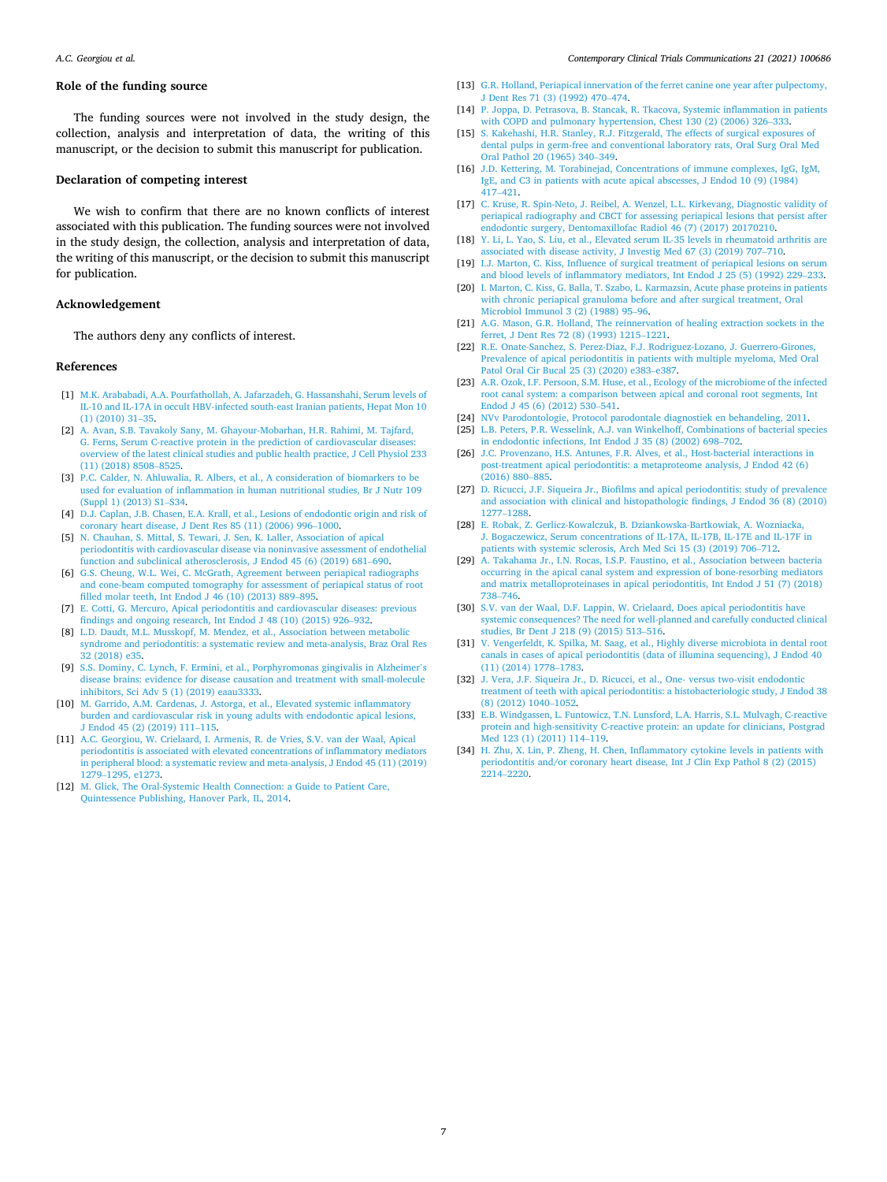## Role of the funding source

The funding sources were not involved in the study design, the collection, analysis and interpretation of data, the writing of this manuscript, or the decision to submit this manuscript for publication.

## Declaration of competing interest

We wish to confirm that there are no known conflicts of interest associated with this publication. The funding sources were not involved in the study design, the collection, analysis and interpretation of data, the writing of this manuscript, or the decision to submit this manuscript for publication.

## Acknowledgement

The authors deny any conflicts of interest.

## References

[1] M.K. Arababadi, A.A. Pourfathollah, A. Jafarzadeh, G. Hassanshahi, Serum levels of IL-10 and IL-17A in occult HBV-infected south-east Iranian patients, Hepat Mon 10 (1) (2010) 31–35.

[2] A. Avan, S.B. Tavakoly Sany, M. Ghayour-Mobarhan, H.R. Rahimi, M. Tajfard, G. Ferns, Serum C-reactive protein in the prediction of cardiovascular diseases: overview of the latest clinical studies and public health practice, J Cell Physiol 233 (11) (2018) 8508–8525.

[3] P.C. Calder, N. Ahluwalia, R. Albers, et al., A consideration of biomarkers to be used for evaluation of inflammation in human nutritional studies, Br J Nutr 109 (Suppl 1) (2013) S1–S34.

[4] D.J. Caplan, J.B. Chasen, E.A. Krall, et al., Lesions of endodontic origin and risk of coronary heart disease, J Dent Res 85 (11) (2006) 996–1000.

[5] N. Chauhan, S. Mittal, S. Tewari, J. Sen, K. Laller, Association of apical periodontitis with cardiovascular disease via noninvasive assessment of endothelial function and subclinical atherosclerosis, J Endod 45 (6) (2019) 681–690.

[6] G.S. Cheung, W.L. Wei, C. McGrath, Agreement between periapical radiographs and cone-beam computed tomography for assessment of periapical status of root filled molar teeth, Int Endod J 46 (10) (2013) 889–895.

[7] E. Cotti, G. Mercuro, Apical periodontitis and cardiovascular diseases: previous findings and ongoing research, Int Endod J 48 (10) (2015) 926–932.

[8] L.D. Daudt, M.L. Musskopf, M. Mendez, et al., Association between metabolic syndrome and periodontitis: a systematic review and meta-analysis, Braz Oral Res 32 (2018) e35.

[9] S.S. Dominy, C. Lynch, F. Ermini, et al., Porphyromonas gingivalis in Alzheimer's disease brains: evidence for disease causation and treatment with small-molecule inhibitors, Sci Adv 5 (1) (2019) eaau3333.

[10] M. Garrido, A.M. Cardenas, J. Astorga, et al., Elevated systemic inflammatory burden and cardiovascular risk in young adults with endodontic apical lesions, J Endod 45 (2) (2019) 111–115.

[11] A.C. Georgiou, W. Crielaard, I. Armenis, R. de Vries, S.V. van der Waal, Apical periodontitis is associated with elevated concentrations of inflammatory mediators in peripheral blood: a systematic review and meta-analysis, J Endod 45 (11) (2019) 1279–1295, e1273.

[12] M. Glick, The Oral-Systemic Health Connection: a Guide to Patient Care, Quintessence Publishing, Hanover Park, IL, 2014.

[13] G.R. Holland, Periapical innervation of the ferret canine one year after pulpectomy, J Dent Res 71 (3) (1992) 470–474.

[14] P. Joppa, D. Petrasova, B. Stancak, R. Tkacova, Systemic inflammation in patients with COPD and pulmonary hypertension, Chest 130 (2) (2006) 326–333.

[15] S. Kakehashi, H.R. Stanley, R.J. Fitzgerald, The effects of surgical exposures of dental pulps in germ-free and conventional laboratory rats, Oral Surg Oral Med Oral Pathol 20 (1965) 340–349.

[16] J.D. Kettering, M. Torabinejad, Concentrations of immune complexes, IgG, IgM, IgE, and C3 in patients with acute apical abscesses, J Endod 10 (9) (1984) 417–421.

[17] C. Kruse, R. Spin-Neto, J. Reibel, A. Wenzel, L.L. Kirkevang, Diagnostic validity of periapical radiography and CBCT for assessing periapical lesions that persist after endodontic surgery, Dentomaxillofac Radiol 46 (7) (2017) 20170210.

[18] Y. Li, L. Yao, S. Liu, et al., Elevated serum IL-35 levels in rheumatoid arthritis are associated with disease activity, J Investig Med 67 (3) (2019) 707–710.

[19] I.J. Marton, C. Kiss, Influence of surgical treatment of periapical lesions on serum and blood levels of inflammatory mediators, Int Endod J 25 (5) (1992) 229–233.

[20] I. Marton, C. Kiss, G. Balla, T. Szabo, L. Karmazsin, Acute phase proteins in patients with chronic periapical granuloma before and after surgical treatment, Oral Microbiol Immunol 3 (2) (1988) 95–96.

[21] A.G. Mason, G.R. Holland, The reinnervation of healing extraction sockets in the ferret, J Dent Res 72 (8) (1993) 1215–1221.

[22] R.E. Onate-Sanchez, S. Perez-Diaz, F.J. Rodriguez-Lozano, J. Guerrero-Girones, Prevalence of apical periodontitis in patients with multiple myeloma, Med Oral Patol Oral Cir Bucal 25 (3) (2020) e383–e387.

[23] A.R. Ozok, I.F. Persoon, S.M. Huse, et al., Ecology of the microbiome of the infected root canal system: a comparison between apical and coronal root segments, Int Endod J 45 (6) (2012) 530–541.

[24] NVv Parodontologie, Protocol parodontale diagnostiek en behandeling, 2011.

[25] L.B. Peters, P.R. Wesselink, A.J. van Winkelhoff, Combinations of bacterial species in endodontic infections, Int Endod J 35 (8) (2002) 698–702.

[26] J.C. Provenzano, H.S. Antunes, F.R. Alves, et al., Host-bacterial interactions in post-treatment apical periodontitis: a metaproteome analysis, J Endod 42 (6) (2016) 880–885.

[27] D. Ricucci, J.F. Siqueira Jr., Biofilms and apical periodontitis: study of prevalence and association with clinical and histopathologic findings, J Endod 36 (8) (2010) 1277–1288.

[28] E. Robak, Z. Gerlicz-Kowalczuk, B. Dziankowska-Bartkowiak, A. Wozniacka, J. Bogaczewicz, Serum concentrations of IL-17A, IL-17B, IL-17E and IL-17F in patients with systemic sclerosis, Arch Med Sci 15 (3) (2019) 706–712.

[29] A. Takahama Jr., I.N. Rocas, I.S.P. Faustino, et al., Association between bacteria occurring in the apical canal system and expression of bone-resorbing mediators and matrix metalloproteinases in apical periodontitis, Int Endod J 51 (7) (2018) 738–746.

[30] S.V. van der Waal, D.F. Lappin, W. Crielaard, Does apical periodontitis have systemic consequences? The need for well-planned and carefully conducted clinical studies, Br Dent J 218 (9) (2015) 513–516.

[31] V. Vengerfeldt, K. Spilka, M. Saag, et al., Highly diverse microbiota in dental root canals in cases of apical periodontitis (data of illumina sequencing), J Endod 40 (11) (2014) 1778–1783.

[32] J. Vera, J.F. Siqueira Jr., D. Ricucci, et al., One- versus two-visit endodontic treatment of teeth with apical periodontitis: a histobacteriologic study, J Endod 38 (8) (2012) 1040–1052.

[33] E.B. Windgassen, L. Funtowicz, T.N. Lunsford, L.A. Harris, S.L. Mulvagh, C-reactive protein and high-sensitivity C-reactive protein: an update for clinicians, Postgrad Med 123 (1) (2011) 114–119.

[34] H. Zhu, X. Lin, P. Zheng, H. Chen, Inflammatory cytokine levels in patients with periodontitis and/or coronary heart disease, Int J Clin Exp Pathol 8 (2) (2015) 2214–2220.